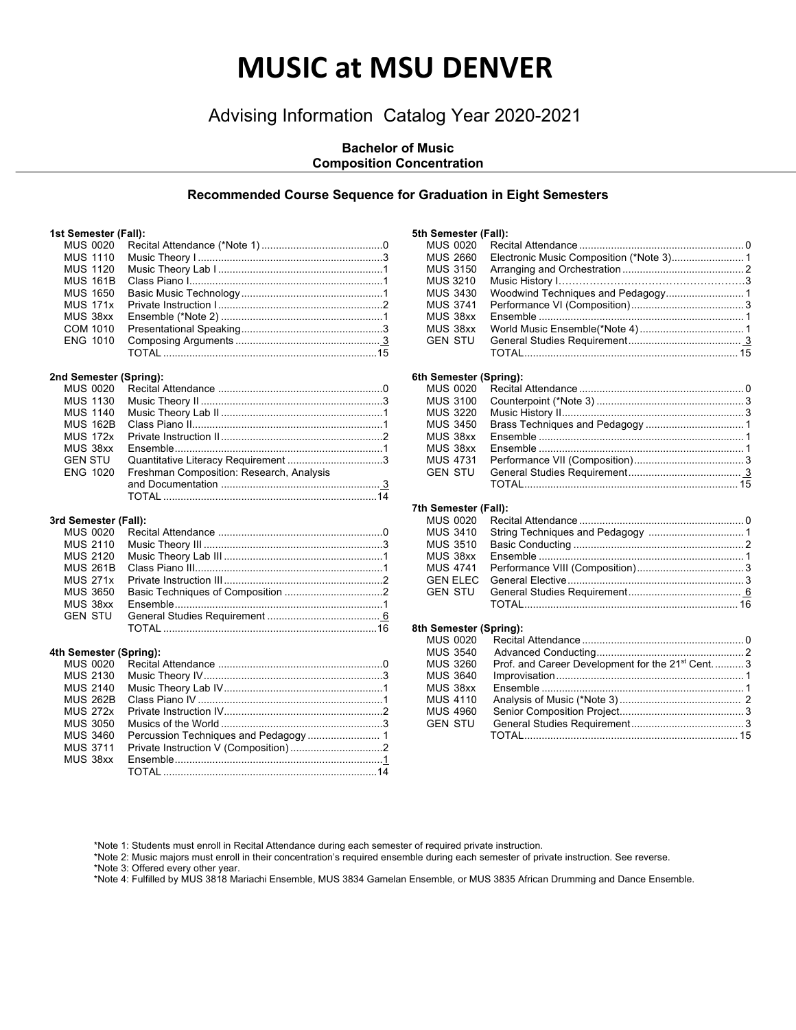# MUSIC at MSU DENVER

## Advising Information Catalog Year 2020-2021

**Bachelor of Music**
**Composition Concentration**

### Recommended Course Sequence for Graduation in Eight Semesters

**1st Semester (Fall):**

| Course | Title | Credits |
|---|---|---|
| MUS 0020 | Recital Attendance (*Note 1) | 0 |
| MUS 1110 | Music Theory I | 3 |
| MUS 1120 | Music Theory Lab I | 1 |
| MUS 161B | Class Piano I | 1 |
| MUS 1650 | Basic Music Technology | 1 |
| MUS 171x | Private Instruction I | 2 |
| MUS 38xx | Ensemble (*Note 2) | 1 |
| COM 1010 | Presentational Speaking | 3 |
| ENG 1010 | Composing Arguments | 3 |
| | TOTAL | 15 |

**2nd Semester (Spring):**

| Course | Title | Credits |
|---|---|---|
| MUS 0020 | Recital Attendance | 0 |
| MUS 1130 | Music Theory II | 3 |
| MUS 1140 | Music Theory Lab II | 1 |
| MUS 162B | Class Piano II | 1 |
| MUS 172x | Private Instruction II | 2 |
| MUS 38xx | Ensemble | 1 |
| GEN STU | Quantitative Literacy Requirement | 3 |
| ENG 1020 | Freshman Composition: Research, Analysis and Documentation | 3 |
| | TOTAL | 14 |

**3rd Semester (Fall):**

| Course | Title | Credits |
|---|---|---|
| MUS 0020 | Recital Attendance | 0 |
| MUS 2110 | Music Theory III | 3 |
| MUS 2120 | Music Theory Lab III | 1 |
| MUS 261B | Class Piano III | 1 |
| MUS 271x | Private Instruction III | 2 |
| MUS 3650 | Basic Techniques of Composition | 2 |
| MUS 38xx | Ensemble | 1 |
| GEN STU | General Studies Requirement | 6 |
| | TOTAL | 16 |

**4th Semester (Spring):**

| Course | Title | Credits |
|---|---|---|
| MUS 0020 | Recital Attendance | 0 |
| MUS 2130 | Music Theory IV | 3 |
| MUS 2140 | Music Theory Lab IV | 1 |
| MUS 262B | Class Piano IV | 1 |
| MUS 272x | Private Instruction IV | 2 |
| MUS 3050 | Musics of the World | 3 |
| MUS 3460 | Percussion Techniques and Pedagogy | 1 |
| MUS 3711 | Private Instruction V (Composition) | 2 |
| MUS 38xx | Ensemble | 1 |
| | TOTAL | 14 |

**5th Semester (Fall):**

| Course | Title | Credits |
|---|---|---|
| MUS 0020 | Recital Attendance | 0 |
| MUS 2660 | Electronic Music Composition (*Note 3) | 1 |
| MUS 3150 | Arranging and Orchestration | 2 |
| MUS 3210 | Music History I | 3 |
| MUS 3430 | Woodwind Techniques and Pedagogy | 1 |
| MUS 3741 | Performance VI (Composition) | 3 |
| MUS 38xx | Ensemble | 1 |
| MUS 38xx | World Music Ensemble(*Note 4) | 1 |
| GEN STU | General Studies Requirement | 3 |
| | TOTAL | 15 |

**6th Semester (Spring):**

| Course | Title | Credits |
|---|---|---|
| MUS 0020 | Recital Attendance | 0 |
| MUS 3100 | Counterpoint (*Note 3) | 3 |
| MUS 3220 | Music History II | 3 |
| MUS 3450 | Brass Techniques and Pedagogy | 1 |
| MUS 38xx | Ensemble | 1 |
| MUS 38xx | Ensemble | 1 |
| MUS 4731 | Performance VII (Composition) | 3 |
| GEN STU | General Studies Requirement | 3 |
| | TOTAL | 15 |

**7th Semester (Fall):**

| Course | Title | Credits |
|---|---|---|
| MUS 0020 | Recital Attendance | 0 |
| MUS 3410 | String Techniques and Pedagogy | 1 |
| MUS 3510 | Basic Conducting | 2 |
| MUS 38xx | Ensemble | 1 |
| MUS 4741 | Performance VIII (Composition) | 3 |
| GEN ELEC | General Elective | 3 |
| GEN STU | General Studies Requirement | 6 |
| | TOTAL | 16 |

**8th Semester (Spring):**

| Course | Title | Credits |
|---|---|---|
| MUS 0020 | Recital Attendance | 0 |
| MUS 3540 | Advanced Conducting | 2 |
| MUS 3260 | Prof. and Career Development for the 21st Cent. | 3 |
| MUS 3640 | Improvisation | 1 |
| MUS 38xx | Ensemble | 1 |
| MUS 4110 | Analysis of Music (*Note 3) | 2 |
| MUS 4960 | Senior Composition Project | 3 |
| GEN STU | General Studies Requirement | 3 |
| | TOTAL | 15 |

*Note 1: Students must enroll in Recital Attendance during each semester of required private instruction.

*Note 2: Music majors must enroll in their concentration's required ensemble during each semester of private instruction. See reverse.

*Note 3: Offered every other year.

*Note 4: Fulfilled by MUS 3818 Mariachi Ensemble, MUS 3834 Gamelan Ensemble, or MUS 3835 African Drumming and Dance Ensemble.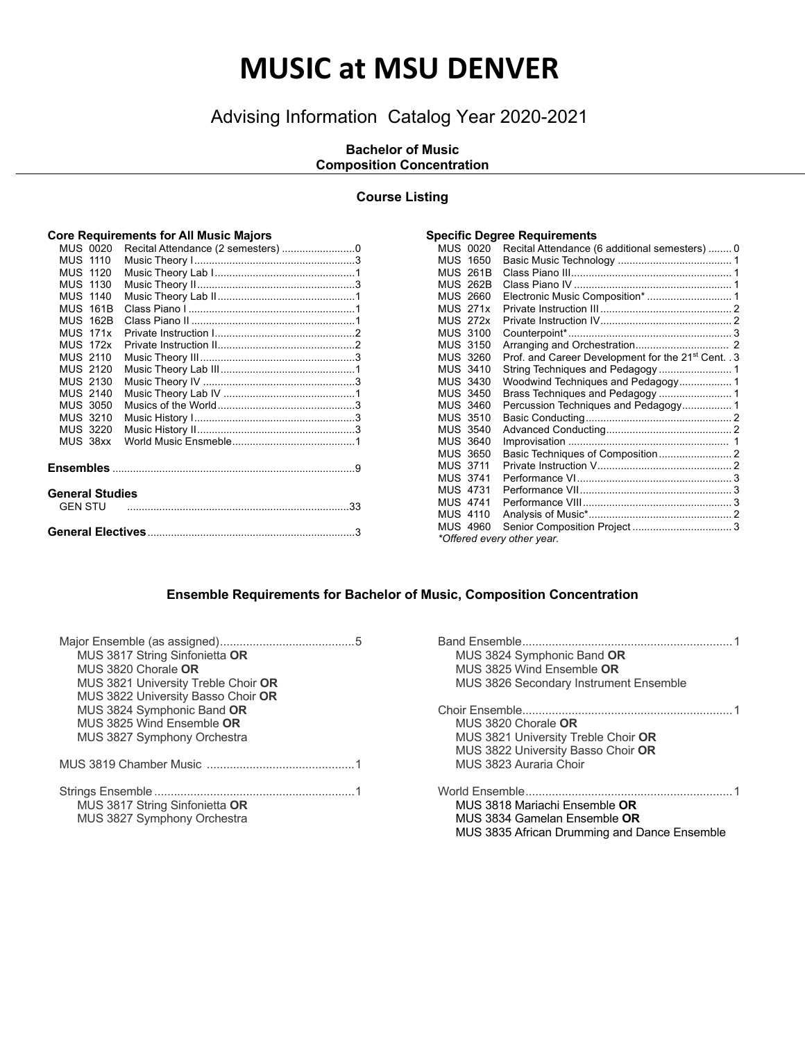# MUSIC at MSU DENVER

## Advising Information Catalog Year 2020-2021

**Bachelor of Music**
**Composition Concentration**

### Course Listing

**Core Requirements for All Music Majors**

| | | |
|---|---|---|
| MUS 0020 | Recital Attendance (2 semesters) | 0 |
| MUS 1110 | Music Theory I | 3 |
| MUS 1120 | Music Theory Lab I | 1 |
| MUS 1130 | Music Theory II | 3 |
| MUS 1140 | Music Theory Lab II | 1 |
| MUS 161B | Class Piano I | 1 |
| MUS 162B | Class Piano II | 1 |
| MUS 171x | Private Instruction I | 2 |
| MUS 172x | Private Instruction II | 2 |
| MUS 2110 | Music Theory III | 3 |
| MUS 2120 | Music Theory Lab III | 1 |
| MUS 2130 | Music Theory IV | 3 |
| MUS 2140 | Music Theory Lab IV | 1 |
| MUS 3050 | Musics of the World | 3 |
| MUS 3210 | Music History I | 3 |
| MUS 3220 | Music History II | 3 |
| MUS 38xx | World Music Ensmeble | 1 |

**Ensembles** .......... 9

**General Studies**

GEN STU .......... 33

**General Electives** .......... 3

**Specific Degree Requirements**

| | | |
|---|---|---|
| MUS 0020 | Recital Attendance (6 additional semesters) | 0 |
| MUS 1650 | Basic Music Technology | 1 |
| MUS 261B | Class Piano III | 1 |
| MUS 262B | Class Piano IV | 1 |
| MUS 2660 | Electronic Music Composition* | 1 |
| MUS 271x | Private Instruction III | 2 |
| MUS 272x | Private Instruction IV | 2 |
| MUS 3100 | Counterpoint* | 3 |
| MUS 3150 | Arranging and Orchestration | 2 |
| MUS 3260 | Prof. and Career Development for the 21st Cent. | 3 |
| MUS 3410 | String Techniques and Pedagogy | 1 |
| MUS 3430 | Woodwind Techniques and Pedagogy | 1 |
| MUS 3450 | Brass Techniques and Pedagogy | 1 |
| MUS 3460 | Percussion Techniques and Pedagogy | 1 |
| MUS 3510 | Basic Conducting | 2 |
| MUS 3540 | Advanced Conducting | 2 |
| MUS 3640 | Improvisation | 1 |
| MUS 3650 | Basic Techniques of Composition | 2 |
| MUS 3711 | Private Instruction V | 2 |
| MUS 3741 | Performance VI | 3 |
| MUS 4731 | Performance VII | 3 |
| MUS 4741 | Performance VIII | 3 |
| MUS 4110 | Analysis of Music* | 2 |
| MUS 4960 | Senior Composition Project | 3 |

*Offered every other year.*

### Ensemble Requirements for Bachelor of Music, Composition Concentration

Major Ensemble (as assigned) .......... 5
- MUS 3817 String Sinfonietta **OR**
- MUS 3820 Chorale **OR**
- MUS 3821 University Treble Choir **OR**
- MUS 3822 University Basso Choir **OR**
- MUS 3824 Symphonic Band **OR**
- MUS 3825 Wind Ensemble **OR**
- MUS 3827 Symphony Orchestra

MUS 3819 Chamber Music .......... 1

Strings Ensemble .......... 1
- MUS 3817 String Sinfonietta **OR**
- MUS 3827 Symphony Orchestra

Band Ensemble .......... 1
- MUS 3824 Symphonic Band **OR**
- MUS 3825 Wind Ensemble **OR**
- MUS 3826 Secondary Instrument Ensemble

Choir Ensemble .......... 1
- MUS 3820 Chorale **OR**
- MUS 3821 University Treble Choir **OR**
- MUS 3822 University Basso Choir **OR**
- MUS 3823 Auraria Choir

World Ensemble .......... 1
- MUS 3818 Mariachi Ensemble **OR**
- MUS 3834 Gamelan Ensemble **OR**
- MUS 3835 African Drumming and Dance Ensemble